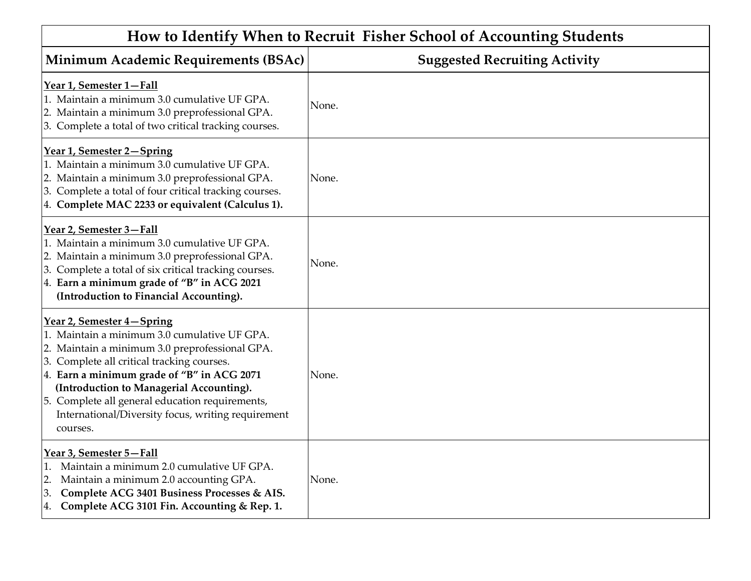# How to Identify When to Recruit Fisher School of Accounting Students

| Minimum Academic Requirements (BSAc) | Suggested Recruiting Activity |
| --- | --- |
| **Year 1, Semester 1—Fall**<br>1. Maintain a minimum 3.0 cumulative UF GPA.<br>2. Maintain a minimum 3.0 preprofessional GPA.<br>3. Complete a total of two critical tracking courses. | None. |
| **Year 1, Semester 2—Spring**<br>1. Maintain a minimum 3.0 cumulative UF GPA.<br>2. Maintain a minimum 3.0 preprofessional GPA.<br>3. Complete a total of four critical tracking courses.<br>4. **Complete MAC 2233 or equivalent (Calculus 1).** | None. |
| **Year 2, Semester 3—Fall**<br>1. Maintain a minimum 3.0 cumulative UF GPA.<br>2. Maintain a minimum 3.0 preprofessional GPA.<br>3. Complete a total of six critical tracking courses.<br>4. **Earn a minimum grade of "B" in ACG 2021 (Introduction to Financial Accounting).** | None. |
| **Year 2, Semester 4—Spring**<br>1. Maintain a minimum 3.0 cumulative UF GPA.<br>2. Maintain a minimum 3.0 preprofessional GPA.<br>3. Complete all critical tracking courses.<br>4. **Earn a minimum grade of "B" in ACG 2071 (Introduction to Managerial Accounting).**<br>5. Complete all general education requirements, International/Diversity focus, writing requirement courses. | None. |
| **Year 3, Semester 5—Fall**<br>1. Maintain a minimum 2.0 cumulative UF GPA.<br>2. Maintain a minimum 2.0 accounting GPA.<br>3. **Complete ACG 3401 Business Processes & AIS.**<br>4. **Complete ACG 3101 Fin. Accounting & Rep. 1.** | None. |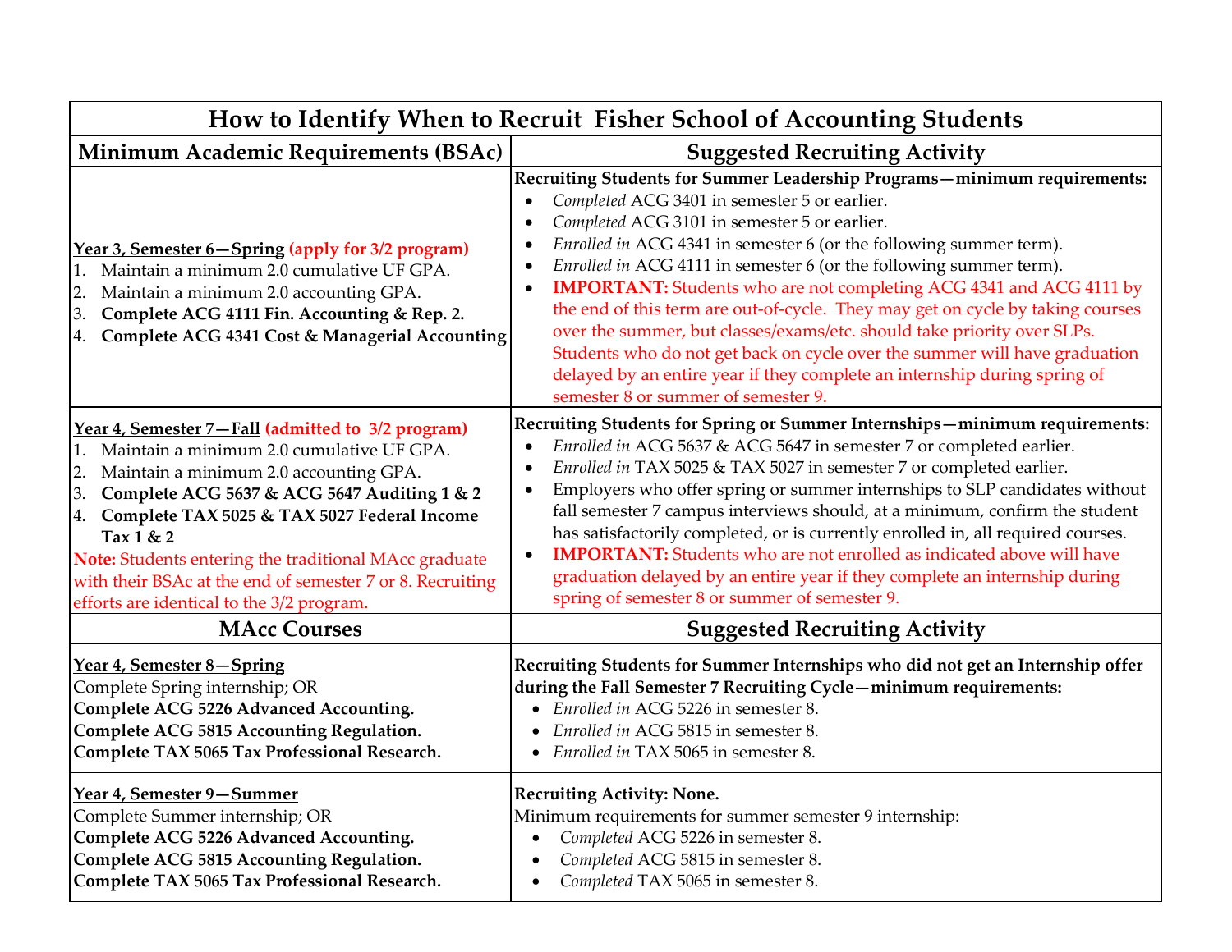| How to Identify When to Recruit Fisher School of Accounting Students | |
|---|---|
| **Minimum Academic Requirements (BSAc)** | **Suggested Recruiting Activity** |
| **Year 3, Semester 6—Spring** **(apply for 3/2 program)**<br>1. Maintain a minimum 2.0 cumulative UF GPA.<br>2. Maintain a minimum 2.0 accounting GPA.<br>3. **Complete ACG 4111 Fin. Accounting & Rep. 2.**<br>4. **Complete ACG 4341 Cost & Managerial Accounting** | **Recruiting Students for Summer Leadership Programs—minimum requirements:**<br>• *Completed* ACG 3401 in semester 5 or earlier.<br>• *Completed* ACG 3101 in semester 5 or earlier.<br>• *Enrolled in* ACG 4341 in semester 6 (or the following summer term).<br>• *Enrolled in* ACG 4111 in semester 6 (or the following summer term).<br>• **IMPORTANT:** Students who are not completing ACG 4341 and ACG 4111 by the end of this term are out-of-cycle. They may get on cycle by taking courses over the summer, but classes/exams/etc. should take priority over SLPs. Students who do not get back on cycle over the summer will have graduation delayed by an entire year if they complete an internship during spring of semester 8 or summer of semester 9. |
| **Year 4, Semester 7—Fall** **(admitted to 3/2 program)**<br>1. Maintain a minimum 2.0 cumulative UF GPA.<br>2. Maintain a minimum 2.0 accounting GPA.<br>3. **Complete ACG 5637 & ACG 5647 Auditing 1 & 2**<br>4. **Complete TAX 5025 & TAX 5027 Federal Income Tax 1 & 2**<br>**Note:** Students entering the traditional MAcc graduate with their BSAc at the end of semester 7 or 8. Recruiting efforts are identical to the 3/2 program. | **Recruiting Students for Spring or Summer Internships—minimum requirements:**<br>• *Enrolled in* ACG 5637 & ACG 5647 in semester 7 or completed earlier.<br>• *Enrolled in* TAX 5025 & TAX 5027 in semester 7 or completed earlier.<br>• Employers who offer spring or summer internships to SLP candidates without fall semester 7 campus interviews should, at a minimum, confirm the student has satisfactorily completed, or is currently enrolled in, all required courses.<br>• **IMPORTANT:** Students who are not enrolled as indicated above will have graduation delayed by an entire year if they complete an internship during spring of semester 8 or summer of semester 9. |
| **MAcc Courses** | **Suggested Recruiting Activity** |
| **Year 4, Semester 8—Spring**<br>Complete Spring internship; OR<br>**Complete ACG 5226 Advanced Accounting.**<br>**Complete ACG 5815 Accounting Regulation.**<br>**Complete TAX 5065 Tax Professional Research.** | **Recruiting Students for Summer Internships who did not get an Internship offer during the Fall Semester 7 Recruiting Cycle—minimum requirements:**<br>• *Enrolled in* ACG 5226 in semester 8.<br>• *Enrolled in* ACG 5815 in semester 8.<br>• *Enrolled in* TAX 5065 in semester 8. |
| **Year 4, Semester 9—Summer**<br>Complete Summer internship; OR<br>**Complete ACG 5226 Advanced Accounting.**<br>**Complete ACG 5815 Accounting Regulation.**<br>**Complete TAX 5065 Tax Professional Research.** | **Recruiting Activity: None.**<br>Minimum requirements for summer semester 9 internship:<br>• *Completed* ACG 5226 in semester 8.<br>• *Completed* ACG 5815 in semester 8.<br>• *Completed* TAX 5065 in semester 8. |